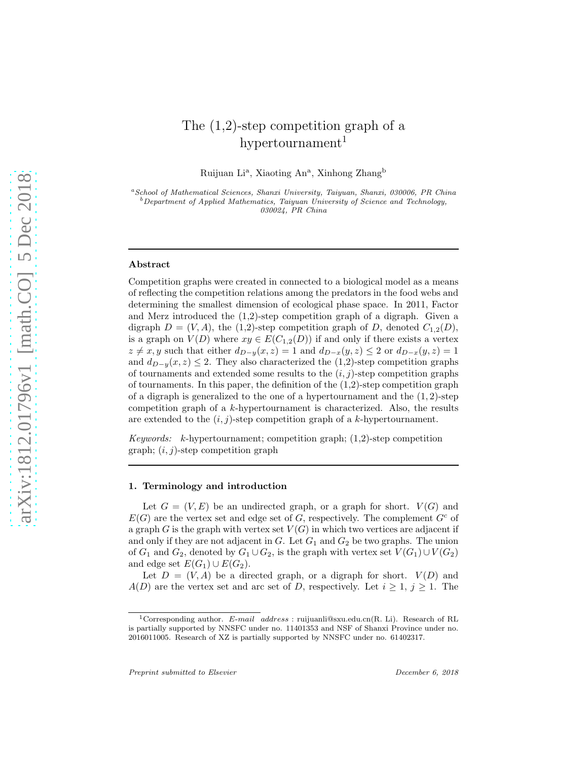# The (1,2)-step competition graph of a hypertournament[1]

Ruijuan Li[a], Xiaoting An[a], Xinhong Zhang[b]

[a] *School of Mathematical Sciences, Shanxi University, Taiyuan, Shanxi, 030006, PR China*
[b] *Department of Applied Mathematics, Taiyuan University of Science and Technology, 030024, PR China*

---

**Abstract**

Competition graphs were created in connected to a biological model as a means of reflecting the competition relations among the predators in the food webs and determining the smallest dimension of ecological phase space. In 2011, Factor and Merz introduced the (1,2)-step competition graph of a digraph. Given a digraph $D = (V, A)$, the (1,2)-step competition graph of $D$, denoted $C_{1,2}(D)$, is a graph on $V(D)$ where $xy \in E(C_{1,2}(D))$ if and only if there exists a vertex $z \neq x, y$ such that either $d_{D-y}(x, z) = 1$ and $d_{D-x}(y, z) \leq 2$ or $d_{D-x}(y, z) = 1$ and $d_{D-y}(x, z) \leq 2$. They also characterized the (1,2)-step competition graphs of tournaments and extended some results to the $(i, j)$-step competition graphs of tournaments. In this paper, the definition of the (1,2)-step competition graph of a digraph is generalized to the one of a hypertournament and the $(1, 2)$-step competition graph of a $k$-hypertournament is characterized. Also, the results are extended to the $(i, j)$-step competition graph of a $k$-hypertournament.

*Keywords:* $k$-hypertournament; competition graph; (1,2)-step competition graph; $(i, j)$-step competition graph

---

## 1. Terminology and introduction

Let $G = (V, E)$ be an undirected graph, or a graph for short. $V(G)$ and $E(G)$ are the vertex set and edge set of $G$, respectively. The complement $G^c$ of a graph $G$ is the graph with vertex set $V(G)$ in which two vertices are adjacent if and only if they are not adjacent in $G$. Let $G_1$ and $G_2$ be two graphs. The union of $G_1$ and $G_2$, denoted by $G_1 \cup G_2$, is the graph with vertex set $V(G_1) \cup V(G_2)$ and edge set $E(G_1) \cup E(G_2)$.

Let $D = (V, A)$ be a directed graph, or a digraph for short. $V(D)$ and $A(D)$ are the vertex set and arc set of $D$, respectively. Let $i \geq 1$, $j \geq 1$. The

[1] Corresponding author. *E-mail address* : ruijuanli@sxu.edu.cn(R. Li). Research of RL is partially supported by NNSFC under no. 11401353 and NSF of Shanxi Province under no. 2016011005. Research of XZ is partially supported by NNSFC under no. 61402317.

*Preprint submitted to Elsevier* *December 6, 2018*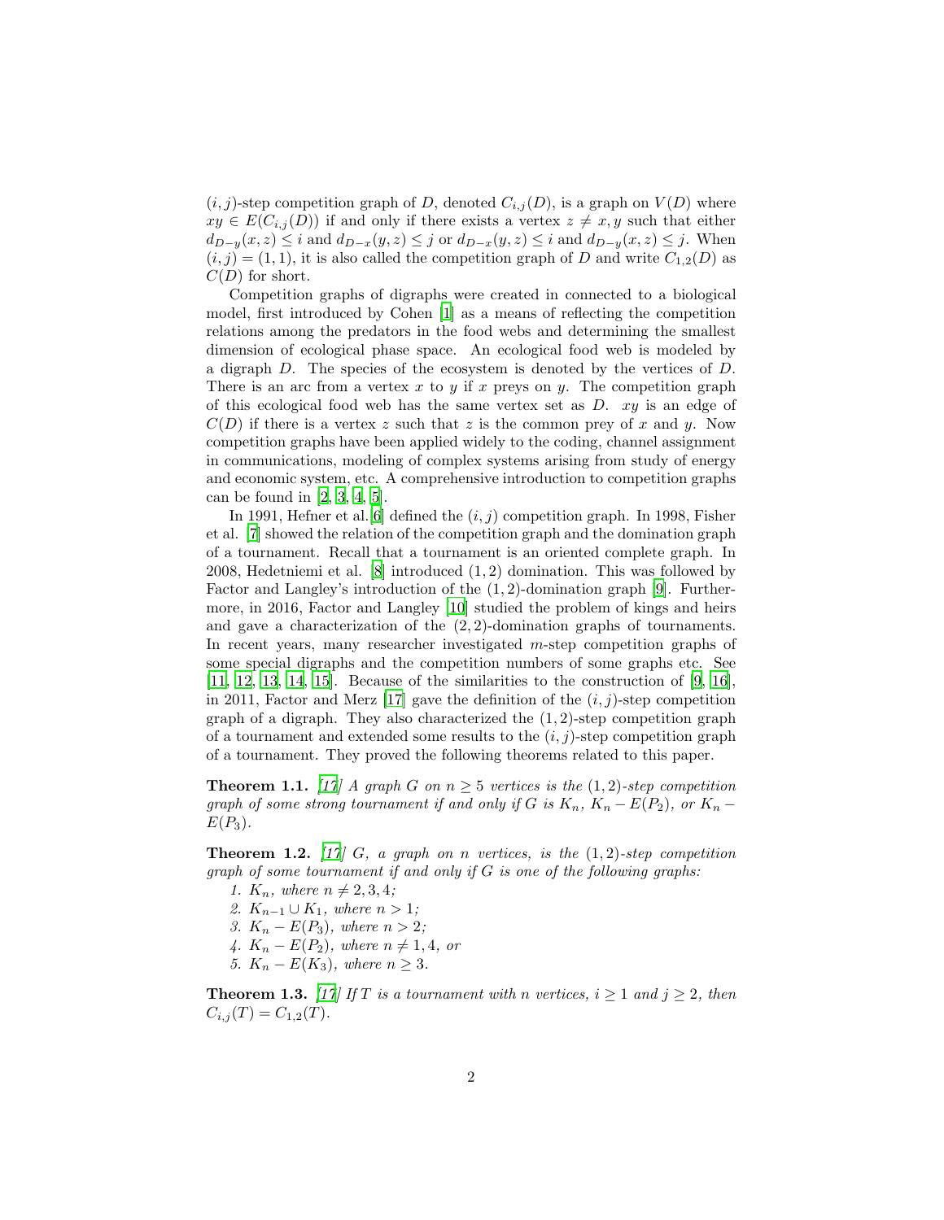$(i,j)$-step competition graph of $D$, denoted $C_{i,j}(D)$, is a graph on $V(D)$ where $xy \in E(C_{i,j}(D))$ if and only if there exists a vertex $z \neq x, y$ such that either $d_{D-y}(x,z) \leq i$ and $d_{D-x}(y,z) \leq j$ or $d_{D-x}(y,z) \leq i$ and $d_{D-y}(x,z) \leq j$. When $(i,j) = (1,1)$, it is also called the competition graph of $D$ and write $C_{1,2}(D)$ as $C(D)$ for short.

Competition graphs of digraphs were created in connected to a biological model, first introduced by Cohen [1] as a means of reflecting the competition relations among the predators in the food webs and determining the smallest dimension of ecological phase space. An ecological food web is modeled by a digraph $D$. The species of the ecosystem is denoted by the vertices of $D$. There is an arc from a vertex $x$ to $y$ if $x$ preys on $y$. The competition graph of this ecological food web has the same vertex set as $D$. $xy$ is an edge of $C(D)$ if there is a vertex $z$ such that $z$ is the common prey of $x$ and $y$. Now competition graphs have been applied widely to the coding, channel assignment in communications, modeling of complex systems arising from study of energy and economic system, etc. A comprehensive introduction to competition graphs can be found in [2, 3, 4, 5].

In 1991, Hefner et al.[6] defined the $(i,j)$ competition graph. In 1998, Fisher et al. [7] showed the relation of the competition graph and the domination graph of a tournament. Recall that a tournament is an oriented complete graph. In 2008, Hedetniemi et al. [8] introduced $(1,2)$ domination. This was followed by Factor and Langley's introduction of the $(1,2)$-domination graph [9]. Furthermore, in 2016, Factor and Langley [10] studied the problem of kings and heirs and gave a characterization of the $(2,2)$-domination graphs of tournaments. In recent years, many researcher investigated $m$-step competition graphs of some special digraphs and the competition numbers of some graphs etc. See [11, 12, 13, 14, 15]. Because of the similarities to the construction of [9, 16], in 2011, Factor and Merz [17] gave the definition of the $(i,j)$-step competition graph of a digraph. They also characterized the $(1,2)$-step competition graph of a tournament and extended some results to the $(i,j)$-step competition graph of a tournament. They proved the following theorems related to this paper.

**Theorem 1.1.** *[17] A graph $G$ on $n \geq 5$ vertices is the $(1,2)$-step competition graph of some strong tournament if and only if $G$ is $K_n$, $K_n - E(P_2)$, or $K_n - E(P_3)$.*

**Theorem 1.2.** *[17] $G$, a graph on $n$ vertices, is the $(1,2)$-step competition graph of some tournament if and only if $G$ is one of the following graphs:*

1. *$K_n$, where $n \neq 2, 3, 4$;*
2. *$K_{n-1} \cup K_1$, where $n > 1$;*
3. *$K_n - E(P_3)$, where $n > 2$;*
4. *$K_n - E(P_2)$, where $n \neq 1, 4$, or*
5. *$K_n - E(K_3)$, where $n \geq 3$.*

**Theorem 1.3.** *[17] If $T$ is a tournament with $n$ vertices, $i \geq 1$ and $j \geq 2$, then $C_{i,j}(T) = C_{1,2}(T)$.*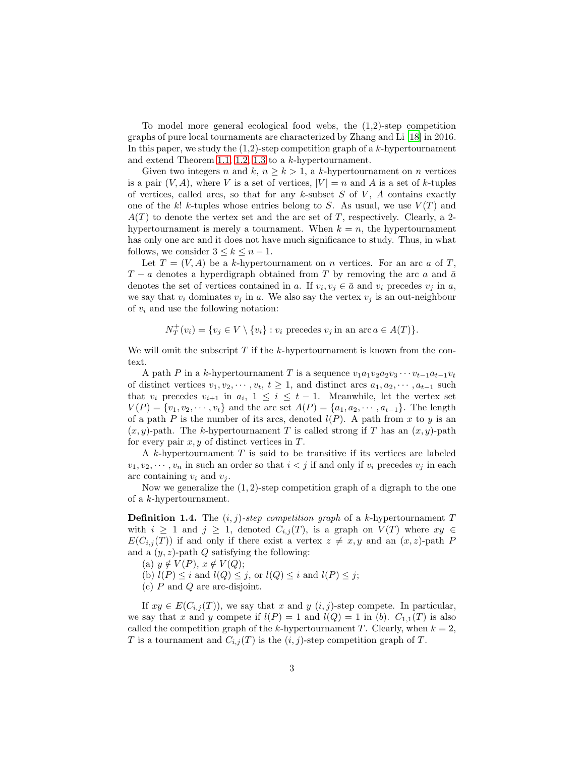To model more general ecological food webs, the (1,2)-step competition graphs of pure local tournaments are characterized by Zhang and Li [18] in 2016. In this paper, we study the (1,2)-step competition graph of a $k$-hypertournament and extend Theorem 1.1, 1.2, 1.3 to a $k$-hypertournament.

Given two integers $n$ and $k$, $n \geq k > 1$, a $k$-hypertournament on $n$ vertices is a pair $(V, A)$, where $V$ is a set of vertices, $|V| = n$ and $A$ is a set of $k$-tuples of vertices, called arcs, so that for any $k$-subset $S$ of $V$, $A$ contains exactly one of the $k!$ $k$-tuples whose entries belong to $S$. As usual, we use $V(T)$ and $A(T)$ to denote the vertex set and the arc set of $T$, respectively. Clearly, a 2-hypertournament is merely a tournament. When $k = n$, the hypertournament has only one arc and it does not have much significance to study. Thus, in what follows, we consider $3 \leq k \leq n - 1$.

Let $T = (V, A)$ be a $k$-hypertournament on $n$ vertices. For an arc $a$ of $T$, $T - a$ denotes a hyperdigraph obtained from $T$ by removing the arc $a$ and $\bar{a}$ denotes the set of vertices contained in $a$. If $v_i, v_j \in \bar{a}$ and $v_i$ precedes $v_j$ in $a$, we say that $v_i$ dominates $v_j$ in $a$. We also say the vertex $v_j$ is an out-neighbour of $v_i$ and use the following notation:

$$N_T^+(v_i) = \{v_j \in V \setminus \{v_i\} : v_i \text{ precedes } v_j \text{ in an arc } a \in A(T)\}.$$

We will omit the subscript $T$ if the $k$-hypertournament is known from the context.

A path $P$ in a $k$-hypertournament $T$ is a sequence $v_1 a_1 v_2 a_2 v_3 \cdots v_{t-1} a_{t-1} v_t$ of distinct vertices $v_1, v_2, \cdots, v_t$, $t \geq 1$, and distinct arcs $a_1, a_2, \cdots, a_{t-1}$ such that $v_i$ precedes $v_{i+1}$ in $a_i$, $1 \leq i \leq t - 1$. Meanwhile, let the vertex set $V(P) = \{v_1, v_2, \cdots, v_t\}$ and the arc set $A(P) = \{a_1, a_2, \cdots, a_{t-1}\}$. The length of a path $P$ is the number of its arcs, denoted $l(P)$. A path from $x$ to $y$ is an $(x, y)$-path. The $k$-hypertournament $T$ is called strong if $T$ has an $(x, y)$-path for every pair $x, y$ of distinct vertices in $T$.

A $k$-hypertournament $T$ is said to be transitive if its vertices are labeled $v_1, v_2, \cdots, v_n$ in such an order so that $i < j$ if and only if $v_i$ precedes $v_j$ in each arc containing $v_i$ and $v_j$.

Now we generalize the $(1, 2)$-step competition graph of a digraph to the one of a $k$-hypertournament.

**Definition 1.4.** The *$(i, j)$-step competition graph* of a $k$-hypertournament $T$ with $i \geq 1$ and $j \geq 1$, denoted $C_{i,j}(T)$, is a graph on $V(T)$ where $xy \in E(C_{i,j}(T))$ if and only if there exist a vertex $z \neq x, y$ and an $(x, z)$-path $P$ and a $(y, z)$-path $Q$ satisfying the following:

(a) $y \notin V(P)$, $x \notin V(Q)$;

(b) $l(P) \leq i$ and $l(Q) \leq j$, or $l(Q) \leq i$ and $l(P) \leq j$;

(c) $P$ and $Q$ are arc-disjoint.

If $xy \in E(C_{i,j}(T))$, we say that $x$ and $y$ $(i, j)$-step compete. In particular, we say that $x$ and $y$ compete if $l(P) = 1$ and $l(Q) = 1$ in (b). $C_{1,1}(T)$ is also called the competition graph of the $k$-hypertournament $T$. Clearly, when $k = 2$, $T$ is a tournament and $C_{i,j}(T)$ is the $(i, j)$-step competition graph of $T$.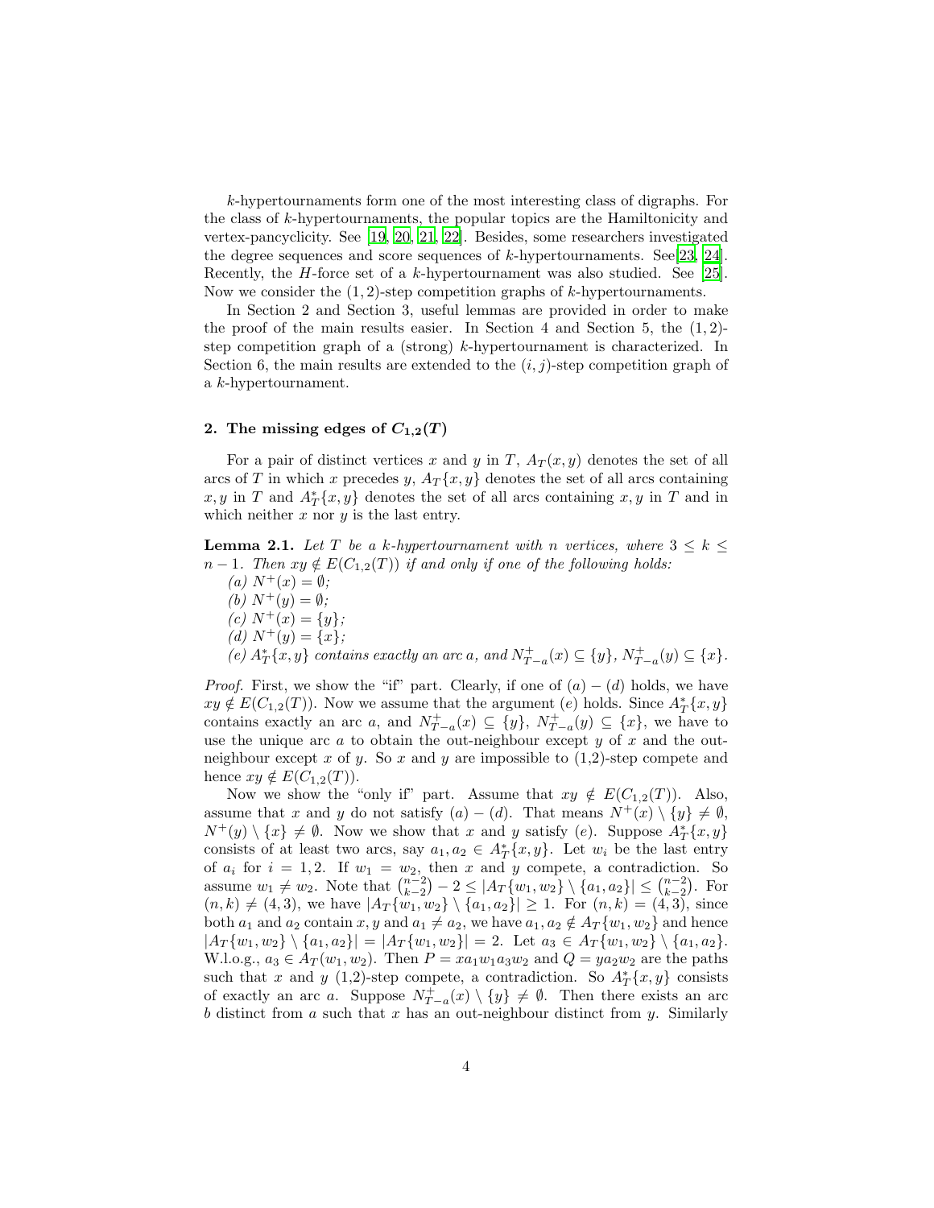$k$-hypertournaments form one of the most interesting class of digraphs. For the class of $k$-hypertournaments, the popular topics are the Hamiltonicity and vertex-pancyclicity. See [19, 20, 21, 22]. Besides, some researchers investigated the degree sequences and score sequences of $k$-hypertournaments. See[23, 24]. Recently, the $H$-force set of a $k$-hypertournament was also studied. See [25]. Now we consider the $(1, 2)$-step competition graphs of $k$-hypertournaments.

In Section 2 and Section 3, useful lemmas are provided in order to make the proof of the main results easier. In Section 4 and Section 5, the $(1, 2)$-step competition graph of a (strong) $k$-hypertournament is characterized. In Section 6, the main results are extended to the $(i, j)$-step competition graph of a $k$-hypertournament.

## 2. The missing edges of $C_{1,2}(T)$

For a pair of distinct vertices $x$ and $y$ in $T$, $A_T(x, y)$ denotes the set of all arcs of $T$ in which $x$ precedes $y$, $A_T\{x, y\}$ denotes the set of all arcs containing $x, y$ in $T$ and $A^*_T\{x, y\}$ denotes the set of all arcs containing $x, y$ in $T$ and in which neither $x$ nor $y$ is the last entry.

**Lemma 2.1.** *Let $T$ be a $k$-hypertournament with $n$ vertices, where $3 \leq k \leq n-1$. Then $xy \notin E(C_{1,2}(T))$ if and only if one of the following holds:*
*(a) $N^+(x) = \emptyset$;*
*(b) $N^+(y) = \emptyset$;*
*(c) $N^+(x) = \{y\}$;*
*(d) $N^+(y) = \{x\}$;*
*(e) $A^*_T\{x, y\}$ contains exactly an arc $a$, and $N^+_{T-a}(x) \subseteq \{y\}$, $N^+_{T-a}(y) \subseteq \{x\}$.*

*Proof.* First, we show the "if" part. Clearly, if one of $(a) - (d)$ holds, we have $xy \notin E(C_{1,2}(T))$. Now we assume that the argument $(e)$ holds. Since $A^*_T\{x, y\}$ contains exactly an arc $a$, and $N^+_{T-a}(x) \subseteq \{y\}$, $N^+_{T-a}(y) \subseteq \{x\}$, we have to use the unique arc $a$ to obtain the out-neighbour except $y$ of $x$ and the out-neighbour except $x$ of $y$. So $x$ and $y$ are impossible to (1,2)-step compete and hence $xy \notin E(C_{1,2}(T))$.

Now we show the "only if" part. Assume that $xy \notin E(C_{1,2}(T))$. Also, assume that $x$ and $y$ do not satisfy $(a) - (d)$. That means $N^+(x) \setminus \{y\} \neq \emptyset$, $N^+(y) \setminus \{x\} \neq \emptyset$. Now we show that $x$ and $y$ satisfy $(e)$. Suppose $A^*_T\{x, y\}$ consists of at least two arcs, say $a_1, a_2 \in A^*_T\{x, y\}$. Let $w_i$ be the last entry of $a_i$ for $i = 1, 2$. If $w_1 = w_2$, then $x$ and $y$ compete, a contradiction. So assume $w_1 \neq w_2$. Note that $\binom{n-2}{k-2} - 2 \leq |A_T\{w_1, w_2\} \setminus \{a_1, a_2\}| \leq \binom{n-2}{k-2}$. For $(n, k) \neq (4, 3)$, we have $|A_T\{w_1, w_2\} \setminus \{a_1, a_2\}| \geq 1$. For $(n, k) = (4, 3)$, since both $a_1$ and $a_2$ contain $x, y$ and $a_1 \neq a_2$, we have $a_1, a_2 \notin A_T\{w_1, w_2\}$ and hence $|A_T\{w_1, w_2\} \setminus \{a_1, a_2\}| = |A_T\{w_1, w_2\}| = 2$. Let $a_3 \in A_T\{w_1, w_2\} \setminus \{a_1, a_2\}$. W.l.o.g., $a_3 \in A_T(w_1, w_2)$. Then $P = xa_1w_1a_3w_2$ and $Q = ya_2w_2$ are the paths such that $x$ and $y$ (1,2)-step compete, a contradiction. So $A^*_T\{x, y\}$ consists of exactly an arc $a$. Suppose $N^+_{T-a}(x) \setminus \{y\} \neq \emptyset$. Then there exists an arc $b$ distinct from $a$ such that $x$ has an out-neighbour distinct from $y$. Similarly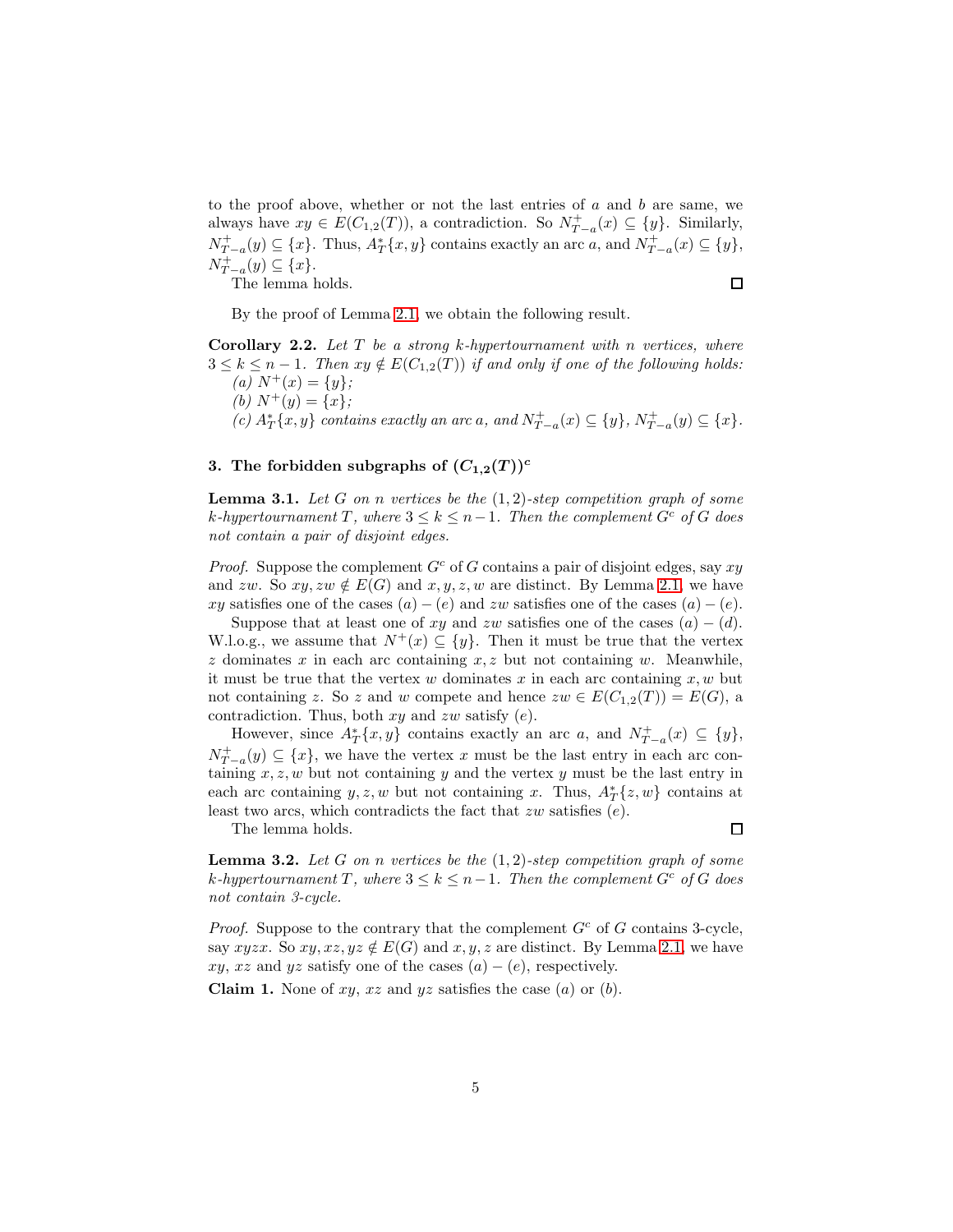to the proof above, whether or not the last entries of $a$ and $b$ are same, we always have $xy \in E(C_{1,2}(T))$, a contradiction. So $N^+_{T-a}(x) \subseteq \{y\}$. Similarly, $N^+_{T-a}(y) \subseteq \{x\}$. Thus, $A^*_T\{x, y\}$ contains exactly an arc $a$, and $N^+_{T-a}(x) \subseteq \{y\}$, $N^+_{T-a}(y) \subseteq \{x\}$.

The lemma holds. $\square$

By the proof of Lemma 2.1, we obtain the following result.

**Corollary 2.2.** *Let $T$ be a strong $k$-hypertournament with $n$ vertices, where $3 \leq k \leq n-1$. Then $xy \notin E(C_{1,2}(T))$ if and only if one of the following holds:*

*(a) $N^+(x) = \{y\}$;*

*(b) $N^+(y) = \{x\}$;*

*(c) $A^*_T\{x, y\}$ contains exactly an arc $a$, and $N^+_{T-a}(x) \subseteq \{y\}$, $N^+_{T-a}(y) \subseteq \{x\}$.*

## 3. The forbidden subgraphs of $(C_{1,2}(T))^c$

**Lemma 3.1.** *Let $G$ on $n$ vertices be the $(1, 2)$-step competition graph of some $k$-hypertournament $T$, where $3 \leq k \leq n-1$. Then the complement $G^c$ of $G$ does not contain a pair of disjoint edges.*

*Proof.* Suppose the complement $G^c$ of $G$ contains a pair of disjoint edges, say $xy$ and $zw$. So $xy, zw \notin E(G)$ and $x, y, z, w$ are distinct. By Lemma 2.1, we have $xy$ satisfies one of the cases $(a)-(e)$ and $zw$ satisfies one of the cases $(a)-(e)$.

Suppose that at least one of $xy$ and $zw$ satisfies one of the cases $(a)-(d)$. W.l.o.g., we assume that $N^+(x) \subseteq \{y\}$. Then it must be true that the vertex $z$ dominates $x$ in each arc containing $x, z$ but not containing $w$. Meanwhile, it must be true that the vertex $w$ dominates $x$ in each arc containing $x, w$ but not containing $z$. So $z$ and $w$ compete and hence $zw \in E(C_{1,2}(T)) = E(G)$, a contradiction. Thus, both $xy$ and $zw$ satisfy $(e)$.

However, since $A^*_T\{x, y\}$ contains exactly an arc $a$, and $N^+_{T-a}(x) \subseteq \{y\}$, $N^+_{T-a}(y) \subseteq \{x\}$, we have the vertex $x$ must be the last entry in each arc containing $x, z, w$ but not containing $y$ and the vertex $y$ must be the last entry in each arc containing $y, z, w$ but not containing $x$. Thus, $A^*_T\{z, w\}$ contains at least two arcs, which contradicts the fact that $zw$ satisfies $(e)$.

The lemma holds. $\square$

**Lemma 3.2.** *Let $G$ on $n$ vertices be the $(1, 2)$-step competition graph of some $k$-hypertournament $T$, where $3 \leq k \leq n-1$. Then the complement $G^c$ of $G$ does not contain 3-cycle.*

*Proof.* Suppose to the contrary that the complement $G^c$ of $G$ contains 3-cycle, say $xyzx$. So $xy, xz, yz \notin E(G)$ and $x, y, z$ are distinct. By Lemma 2.1, we have $xy$, $xz$ and $yz$ satisfy one of the cases $(a)-(e)$, respectively.

**Claim 1.** None of $xy$, $xz$ and $yz$ satisfies the case $(a)$ or $(b)$.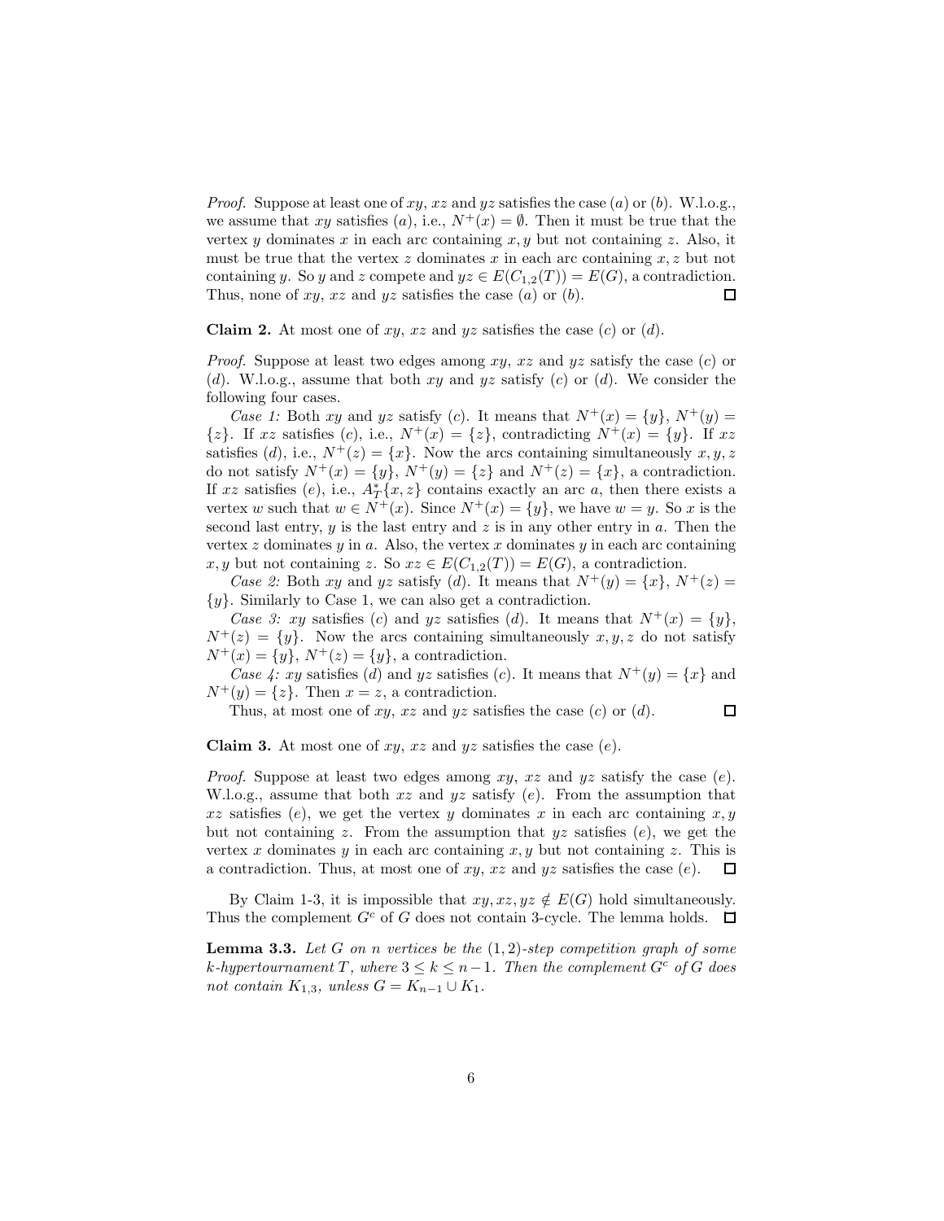*Proof.* Suppose at least one of $xy$, $xz$ and $yz$ satisfies the case $(a)$ or $(b)$. W.l.o.g., we assume that $xy$ satisfies $(a)$, i.e., $N^+(x) = \emptyset$. Then it must be true that the vertex $y$ dominates $x$ in each arc containing $x, y$ but not containing $z$. Also, it must be true that the vertex $z$ dominates $x$ in each arc containing $x, z$ but not containing $y$. So $y$ and $z$ compete and $yz \in E(C_{1,2}(T)) = E(G)$, a contradiction. Thus, none of $xy$, $xz$ and $yz$ satisfies the case $(a)$ or $(b)$. □

**Claim 2.** At most one of $xy$, $xz$ and $yz$ satisfies the case $(c)$ or $(d)$.

*Proof.* Suppose at least two edges among $xy$, $xz$ and $yz$ satisfy the case $(c)$ or $(d)$. W.l.o.g., assume that both $xy$ and $yz$ satisfy $(c)$ or $(d)$. We consider the following four cases.

*Case 1:* Both $xy$ and $yz$ satisfy $(c)$. It means that $N^+(x) = \{y\}$, $N^+(y) = \{z\}$. If $xz$ satisfies $(c)$, i.e., $N^+(x) = \{z\}$, contradicting $N^+(x) = \{y\}$. If $xz$ satisfies $(d)$, i.e., $N^+(z) = \{x\}$. Now the arcs containing simultaneously $x, y, z$ do not satisfy $N^+(x) = \{y\}$, $N^+(y) = \{z\}$ and $N^+(z) = \{x\}$, a contradiction. If $xz$ satisfies $(e)$, i.e., $A_T^*\{x, z\}$ contains exactly an arc $a$, then there exists a vertex $w$ such that $w \in N^+(x)$. Since $N^+(x) = \{y\}$, we have $w = y$. So $x$ is the second last entry, $y$ is the last entry and $z$ is in any other entry in $a$. Then the vertex $z$ dominates $y$ in $a$. Also, the vertex $x$ dominates $y$ in each arc containing $x, y$ but not containing $z$. So $xz \in E(C_{1,2}(T)) = E(G)$, a contradiction.

*Case 2:* Both $xy$ and $yz$ satisfy $(d)$. It means that $N^+(y) = \{x\}$, $N^+(z) = \{y\}$. Similarly to Case 1, we can also get a contradiction.

*Case 3:* $xy$ satisfies $(c)$ and $yz$ satisfies $(d)$. It means that $N^+(x) = \{y\}$, $N^+(z) = \{y\}$. Now the arcs containing simultaneously $x, y, z$ do not satisfy $N^+(x) = \{y\}$, $N^+(z) = \{y\}$, a contradiction.

*Case 4:* $xy$ satisfies $(d)$ and $yz$ satisfies $(c)$. It means that $N^+(y) = \{x\}$ and $N^+(y) = \{z\}$. Then $x = z$, a contradiction.

Thus, at most one of $xy$, $xz$ and $yz$ satisfies the case $(c)$ or $(d)$. □

**Claim 3.** At most one of $xy$, $xz$ and $yz$ satisfies the case $(e)$.

*Proof.* Suppose at least two edges among $xy$, $xz$ and $yz$ satisfy the case $(e)$. W.l.o.g., assume that both $xz$ and $yz$ satisfy $(e)$. From the assumption that $xz$ satisfies $(e)$, we get the vertex $y$ dominates $x$ in each arc containing $x, y$ but not containing $z$. From the assumption that $yz$ satisfies $(e)$, we get the vertex $x$ dominates $y$ in each arc containing $x, y$ but not containing $z$. This is a contradiction. Thus, at most one of $xy$, $xz$ and $yz$ satisfies the case $(e)$. □

By Claim 1-3, it is impossible that $xy, xz, yz \notin E(G)$ hold simultaneously. Thus the complement $G^c$ of $G$ does not contain 3-cycle. The lemma holds. □

**Lemma 3.3.** *Let $G$ on $n$ vertices be the $(1, 2)$-step competition graph of some $k$-hypertournament $T$, where $3 \leq k \leq n-1$. Then the complement $G^c$ of $G$ does not contain $K_{1,3}$, unless $G = K_{n-1} \cup K_1$.*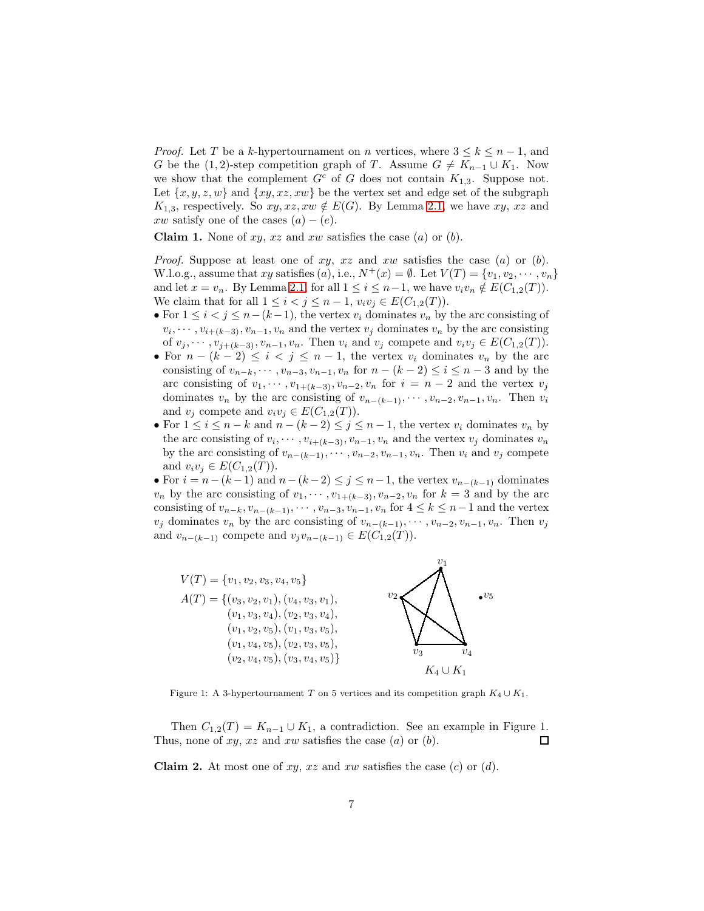*Proof.* Let $T$ be a $k$-hypertournament on $n$ vertices, where $3 \leq k \leq n-1$, and $G$ be the $(1,2)$-step competition graph of $T$. Assume $G \neq K_{n-1} \cup K_1$. Now we show that the complement $G^c$ of $G$ does not contain $K_{1,3}$. Suppose not. Let $\{x, y, z, w\}$ and $\{xy, xz, xw\}$ be the vertex set and edge set of the subgraph $K_{1,3}$, respectively. So $xy, xz, xw \notin E(G)$. By Lemma 2.1, we have $xy$, $xz$ and $xw$ satisfy one of the cases $(a)-(e)$.

**Claim 1.** None of $xy$, $xz$ and $xw$ satisfies the case $(a)$ or $(b)$.

*Proof.* Suppose at least one of $xy$, $xz$ and $xw$ satisfies the case $(a)$ or $(b)$. W.l.o.g., assume that $xy$ satisfies $(a)$, i.e., $N^+(x) = \emptyset$. Let $V(T) = \{v_1, v_2, \cdots, v_n\}$ and let $x = v_n$. By Lemma 2.1, for all $1 \leq i \leq n-1$, we have $v_i v_n \notin E(C_{1,2}(T))$. We claim that for all $1 \leq i < j \leq n-1$, $v_i v_j \in E(C_{1,2}(T))$.

- For $1 \leq i < j \leq n-(k-1)$, the vertex $v_i$ dominates $v_n$ by the arc consisting of $v_i, \cdots, v_{i+(k-3)}, v_{n-1}, v_n$ and the vertex $v_j$ dominates $v_n$ by the arc consisting of $v_j, \cdots, v_{j+(k-3)}, v_{n-1}, v_n$. Then $v_i$ and $v_j$ compete and $v_i v_j \in E(C_{1,2}(T))$.
- For $n-(k-2) \leq i < j \leq n-1$, the vertex $v_i$ dominates $v_n$ by the arc consisting of $v_{n-k}, \cdots, v_{n-3}, v_{n-1}, v_n$ for $n-(k-2) \leq i \leq n-3$ and by the arc consisting of $v_1, \cdots, v_{1+(k-3)}, v_{n-2}, v_n$ for $i = n-2$ and the vertex $v_j$ dominates $v_n$ by the arc consisting of $v_{n-(k-1)}, \cdots, v_{n-2}, v_{n-1}, v_n$. Then $v_i$ and $v_j$ compete and $v_i v_j \in E(C_{1,2}(T))$.
- For $1 \leq i \leq n-k$ and $n-(k-2) \leq j \leq n-1$, the vertex $v_i$ dominates $v_n$ by the arc consisting of $v_i, \cdots, v_{i+(k-3)}, v_{n-1}, v_n$ and the vertex $v_j$ dominates $v_n$ by the arc consisting of $v_{n-(k-1)}, \cdots, v_{n-2}, v_{n-1}, v_n$. Then $v_i$ and $v_j$ compete and $v_i v_j \in E(C_{1,2}(T))$.
- For $i = n-(k-1)$ and $n-(k-2) \leq j \leq n-1$, the vertex $v_{n-(k-1)}$ dominates $v_n$ by the arc consisting of $v_1, \cdots, v_{1+(k-3)}, v_{n-2}, v_n$ for $k = 3$ and by the arc consisting of $v_{n-k}, v_{n-(k-1)}, \cdots, v_{n-3}, v_{n-1}, v_n$ for $4 \leq k \leq n-1$ and the vertex $v_j$ dominates $v_n$ by the arc consisting of $v_{n-(k-1)}, \cdots, v_{n-2}, v_{n-1}, v_n$. Then $v_j$ and $v_{n-(k-1)}$ compete and $v_j v_{n-(k-1)} \in E(C_{1,2}(T))$.

$V(T) = \{v_1, v_2, v_3, v_4, v_5\}$

$A(T) = \{(v_3, v_2, v_1), (v_4, v_3, v_1), (v_1, v_3, v_4), (v_2, v_3, v_4), (v_1, v_2, v_5), (v_1, v_3, v_5), (v_1, v_4, v_5), (v_2, v_3, v_5), (v_2, v_4, v_5), (v_3, v_4, v_5)\}$

$K_4 \cup K_1$

Figure 1: A 3-hypertournament $T$ on 5 vertices and its competition graph $K_4 \cup K_1$.

Then $C_{1,2}(T) = K_{n-1} \cup K_1$, a contradiction. See an example in Figure 1. Thus, none of $xy$, $xz$ and $xw$ satisfies the case $(a)$ or $(b)$. $\square$

**Claim 2.** At most one of $xy$, $xz$ and $xw$ satisfies the case $(c)$ or $(d)$.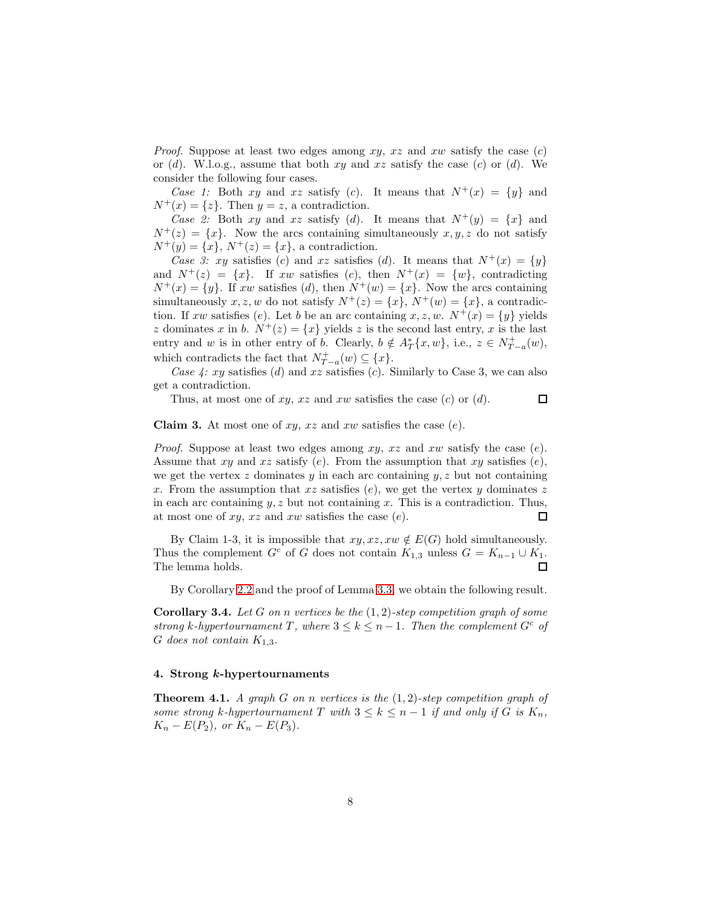*Proof.* Suppose at least two edges among $xy$, $xz$ and $xw$ satisfy the case $(c)$ or $(d)$. W.l.o.g., assume that both $xy$ and $xz$ satisfy the case $(c)$ or $(d)$. We consider the following four cases.

*Case 1:* Both $xy$ and $xz$ satisfy $(c)$. It means that $N^+(x) = \{y\}$ and $N^+(x) = \{z\}$. Then $y = z$, a contradiction.

*Case 2:* Both $xy$ and $xz$ satisfy $(d)$. It means that $N^+(y) = \{x\}$ and $N^+(z) = \{x\}$. Now the arcs containing simultaneously $x, y, z$ do not satisfy $N^+(y) = \{x\}$, $N^+(z) = \{x\}$, a contradiction.

*Case 3:* $xy$ satisfies $(c)$ and $xz$ satisfies $(d)$. It means that $N^+(x) = \{y\}$ and $N^+(z) = \{x\}$. If $xw$ satisfies $(c)$, then $N^+(x) = \{w\}$, contradicting $N^+(x) = \{y\}$. If $xw$ satisfies $(d)$, then $N^+(w) = \{x\}$. Now the arcs containing simultaneously $x, z, w$ do not satisfy $N^+(z) = \{x\}$, $N^+(w) = \{x\}$, a contradiction. If $xw$ satisfies $(e)$. Let $b$ be an arc containing $x, z, w$. $N^+(x) = \{y\}$ yields $z$ dominates $x$ in $b$. $N^+(z) = \{x\}$ yields $z$ is the second last entry, $x$ is the last entry and $w$ is in other entry of $b$. Clearly, $b \notin A^*_T\{x, w\}$, i.e., $z \in N^+_{T-a}(w)$, which contradicts the fact that $N^+_{T-a}(w) \subseteq \{x\}$.

*Case 4:* $xy$ satisfies $(d)$ and $xz$ satisfies $(c)$. Similarly to Case 3, we can also get a contradiction.

Thus, at most one of $xy$, $xz$ and $xw$ satisfies the case $(c)$ or $(d)$. □

**Claim 3.** At most one of $xy$, $xz$ and $xw$ satisfies the case $(e)$.

*Proof.* Suppose at least two edges among $xy$, $xz$ and $xw$ satisfy the case $(e)$. Assume that $xy$ and $xz$ satisfy $(e)$. From the assumption that $xy$ satisfies $(e)$, we get the vertex $z$ dominates $y$ in each arc containing $y, z$ but not containing $x$. From the assumption that $xz$ satisfies $(e)$, we get the vertex $y$ dominates $z$ in each arc containing $y, z$ but not containing $x$. This is a contradiction. Thus, at most one of $xy$, $xz$ and $xw$ satisfies the case $(e)$. □

By Claim 1-3, it is impossible that $xy, xz, xw \notin E(G)$ hold simultaneously. Thus the complement $G^c$ of $G$ does not contain $K_{1,3}$ unless $G = K_{n-1} \cup K_1$. The lemma holds. □

By Corollary 2.2 and the proof of Lemma 3.3, we obtain the following result.

**Corollary 3.4.** *Let $G$ on $n$ vertices be the $(1, 2)$-step competition graph of some strong $k$-hypertournament $T$, where $3 \leq k \leq n-1$. Then the complement $G^c$ of $G$ does not contain $K_{1,3}$.*

## 4. Strong $k$-hypertournaments

**Theorem 4.1.** *A graph $G$ on $n$ vertices is the $(1, 2)$-step competition graph of some strong $k$-hypertournament $T$ with $3 \leq k \leq n-1$ if and only if $G$ is $K_n$, $K_n - E(P_2)$, or $K_n - E(P_3)$.*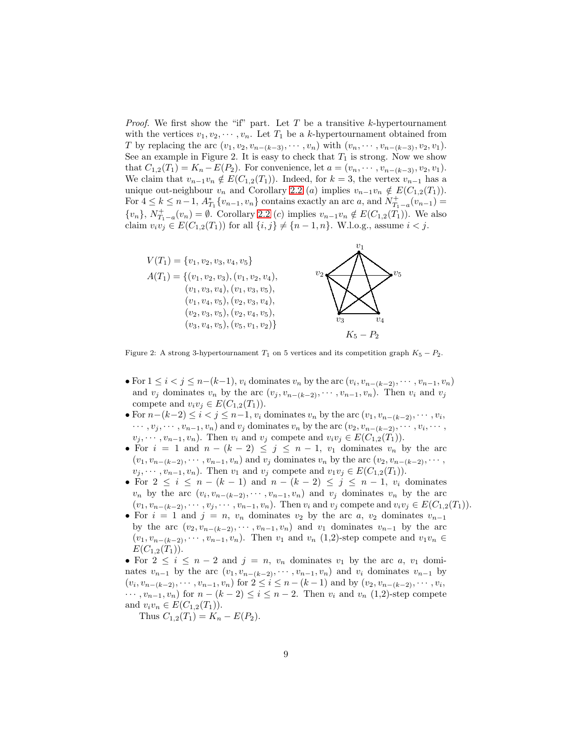*Proof.* We first show the "if" part. Let $T$ be a transitive $k$-hypertournament with the vertices $v_1, v_2, \cdots, v_n$. Let $T_1$ be a $k$-hypertournament obtained from $T$ by replacing the arc $(v_1, v_2, v_{n-(k-3)}, \cdots, v_n)$ with $(v_n, \cdots, v_{n-(k-3)}, v_2, v_1)$. See an example in Figure 2. It is easy to check that $T_1$ is strong. Now we show that $C_{1,2}(T_1) = K_n - E(P_2)$. For convenience, let $a = (v_n, \cdots, v_{n-(k-3)}, v_2, v_1)$. We claim that $v_{n-1}v_n \notin E(C_{1,2}(T_1))$. Indeed, for $k = 3$, the vertex $v_{n-1}$ has a unique out-neighbour $v_n$ and Corollary 2.2 $(a)$ implies $v_{n-1}v_n \notin E(C_{1,2}(T_1))$. For $4 \leq k \leq n-1$, $A^*_{T_1}\{v_{n-1}, v_n\}$ contains exactly an arc $a$, and $N^+_{T_1-a}(v_{n-1}) = \{v_n\}$, $N^+_{T_1-a}(v_n) = \emptyset$. Corollary 2.2 $(c)$ implies $v_{n-1}v_n \notin E(C_{1,2}(T_1))$. We also claim $v_iv_j \in E(C_{1,2}(T_1))$ for all $\{i, j\} \neq \{n-1, n\}$. W.l.o.g., assume $i < j$.

$V(T_1) = \{v_1, v_2, v_3, v_4, v_5\}$

$A(T_1) = \{(v_1, v_2, v_3), (v_1, v_2, v_4), (v_1, v_3, v_4), (v_1, v_3, v_5), (v_1, v_4, v_5), (v_2, v_3, v_4), (v_2, v_3, v_5), (v_2, v_4, v_5), (v_3, v_4, v_5), (v_5, v_1, v_2)\}$

$K_5 - P_2$

Figure 2: A strong 3-hypertournament $T_1$ on 5 vertices and its competition graph $K_5 - P_2$.

- For $1 \leq i < j \leq n-(k-1)$, $v_i$ dominates $v_n$ by the arc $(v_i, v_{n-(k-2)}, \cdots, v_{n-1}, v_n)$ and $v_j$ dominates $v_n$ by the arc $(v_j, v_{n-(k-2)}, \cdots, v_{n-1}, v_n)$. Then $v_i$ and $v_j$ compete and $v_iv_j \in E(C_{1,2}(T_1))$.
- For $n-(k-2) \leq i < j \leq n-1$, $v_i$ dominates $v_n$ by the arc $(v_1, v_{n-(k-2)}, \cdots, v_i, \cdots, v_j, \cdots, v_{n-1}, v_n)$ and $v_j$ dominates $v_n$ by the arc $(v_2, v_{n-(k-2)}, \cdots, v_i, \cdots, v_j, \cdots, v_{n-1}, v_n)$. Then $v_i$ and $v_j$ compete and $v_iv_j \in E(C_{1,2}(T_1))$.
- For $i = 1$ and $n-(k-2) \leq j \leq n-1$, $v_1$ dominates $v_n$ by the arc $(v_1, v_{n-(k-2)}, \cdots, v_{n-1}, v_n)$ and $v_j$ dominates $v_n$ by the arc $(v_2, v_{n-(k-2)}, \cdots, v_j, \cdots, v_{n-1}, v_n)$. Then $v_1$ and $v_j$ compete and $v_1v_j \in E(C_{1,2}(T_1))$.
- For $2 \leq i \leq n-(k-1)$ and $n-(k-2) \leq j \leq n-1$, $v_i$ dominates $v_n$ by the arc $(v_i, v_{n-(k-2)}, \cdots, v_{n-1}, v_n)$ and $v_j$ dominates $v_n$ by the arc $(v_1, v_{n-(k-2)}, \cdots, v_j, \cdots, v_{n-1}, v_n)$. Then $v_i$ and $v_j$ compete and $v_iv_j \in E(C_{1,2}(T_1))$.
- For $i = 1$ and $j = n$, $v_n$ dominates $v_2$ by the arc $a$, $v_2$ dominates $v_{n-1}$ by the arc $(v_2, v_{n-(k-2)}, \cdots, v_{n-1}, v_n)$ and $v_1$ dominates $v_{n-1}$ by the arc $(v_1, v_{n-(k-2)}, \cdots, v_{n-1}, v_n)$. Then $v_1$ and $v_n$ (1,2)-step compete and $v_1v_n \in E(C_{1,2}(T_1))$.
- For $2 \leq i \leq n-2$ and $j = n$, $v_n$ dominates $v_1$ by the arc $a$, $v_1$ dominates $v_{n-1}$ by the arc $(v_1, v_{n-(k-2)}, \cdots, v_{n-1}, v_n)$ and $v_i$ dominates $v_{n-1}$ by $(v_i, v_{n-(k-2)}, \cdots, v_{n-1}, v_n)$ for $2 \leq i \leq n-(k-1)$ and by $(v_2, v_{n-(k-2)}, \cdots, v_i, \cdots, v_{n-1}, v_n)$ for $n-(k-2) \leq i \leq n-2$. Then $v_i$ and $v_n$ (1,2)-step compete and $v_iv_n \in E(C_{1,2}(T_1))$.

Thus $C_{1,2}(T_1) = K_n - E(P_2)$.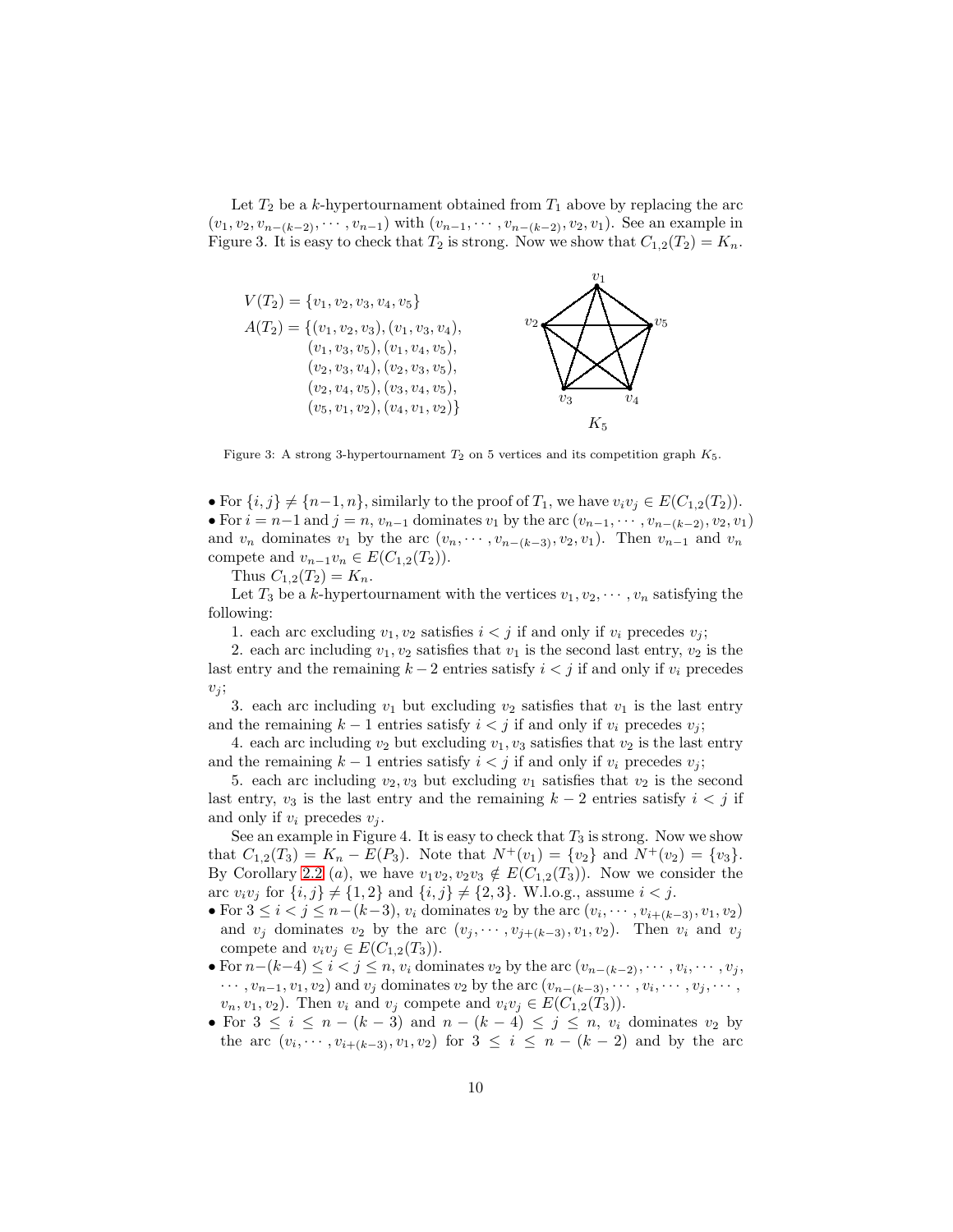Let $T_2$ be a $k$-hypertournament obtained from $T_1$ above by replacing the arc $(v_1, v_2, v_{n-(k-2)}, \cdots, v_{n-1})$ with $(v_{n-1}, \cdots, v_{n-(k-2)}, v_2, v_1)$. See an example in Figure 3. It is easy to check that $T_2$ is strong. Now we show that $C_{1,2}(T_2) = K_n$.

$V(T_2) = \{v_1, v_2, v_3, v_4, v_5\}$

$A(T_2) = \{(v_1, v_2, v_3), (v_1, v_3, v_4), (v_1, v_3, v_5), (v_1, v_4, v_5), (v_2, v_3, v_4), (v_2, v_3, v_5), (v_2, v_4, v_5), (v_3, v_4, v_5), (v_5, v_1, v_2), (v_4, v_1, v_2)\}$

Figure 3: A strong 3-hypertournament $T_2$ on 5 vertices and its competition graph $K_5$.

- For $\{i, j\} \neq \{n-1, n\}$, similarly to the proof of $T_1$, we have $v_i v_j \in E(C_{1,2}(T_2))$.
- For $i = n-1$ and $j = n$, $v_{n-1}$ dominates $v_1$ by the arc $(v_{n-1}, \cdots, v_{n-(k-2)}, v_2, v_1)$ and $v_n$ dominates $v_1$ by the arc $(v_n, \cdots, v_{n-(k-3)}, v_2, v_1)$. Then $v_{n-1}$ and $v_n$ compete and $v_{n-1}v_n \in E(C_{1,2}(T_2))$.

Thus $C_{1,2}(T_2) = K_n$.

Let $T_3$ be a $k$-hypertournament with the vertices $v_1, v_2, \cdots, v_n$ satisfying the following:

1. each arc excluding $v_1, v_2$ satisfies $i < j$ if and only if $v_i$ precedes $v_j$;

2. each arc including $v_1, v_2$ satisfies that $v_1$ is the second last entry, $v_2$ is the last entry and the remaining $k-2$ entries satisfy $i < j$ if and only if $v_i$ precedes $v_j$;

3. each arc including $v_1$ but excluding $v_2$ satisfies that $v_1$ is the last entry and the remaining $k-1$ entries satisfy $i < j$ if and only if $v_i$ precedes $v_j$;

4. each arc including $v_2$ but excluding $v_1, v_3$ satisfies that $v_2$ is the last entry and the remaining $k-1$ entries satisfy $i < j$ if and only if $v_i$ precedes $v_j$;

5. each arc including $v_2, v_3$ but excluding $v_1$ satisfies that $v_2$ is the second last entry, $v_3$ is the last entry and the remaining $k-2$ entries satisfy $i < j$ if and only if $v_i$ precedes $v_j$.

See an example in Figure 4. It is easy to check that $T_3$ is strong. Now we show that $C_{1,2}(T_3) = K_n - E(P_3)$. Note that $N^+(v_1) = \{v_2\}$ and $N^+(v_2) = \{v_3\}$. By Corollary 2.2 $(a)$, we have $v_1v_2, v_2v_3 \notin E(C_{1,2}(T_3))$. Now we consider the arc $v_iv_j$ for $\{i, j\} \neq \{1, 2\}$ and $\{i, j\} \neq \{2, 3\}$. W.l.o.g., assume $i < j$.

- For $3 \leq i < j \leq n-(k-3)$, $v_i$ dominates $v_2$ by the arc $(v_i, \cdots, v_{i+(k-3)}, v_1, v_2)$ and $v_j$ dominates $v_2$ by the arc $(v_j, \cdots, v_{j+(k-3)}, v_1, v_2)$. Then $v_i$ and $v_j$ compete and $v_iv_j \in E(C_{1,2}(T_3))$.
- For $n-(k-4) \leq i < j \leq n$, $v_i$ dominates $v_2$ by the arc $(v_{n-(k-2)}, \cdots, v_i, \cdots, v_j, \cdots, v_{n-1}, v_1, v_2)$ and $v_j$ dominates $v_2$ by the arc $(v_{n-(k-3)}, \cdots, v_i, \cdots, v_j, \cdots, v_n, v_1, v_2)$. Then $v_i$ and $v_j$ compete and $v_iv_j \in E(C_{1,2}(T_3))$.
- For $3 \leq i \leq n-(k-3)$ and $n-(k-4) \leq j \leq n$, $v_i$ dominates $v_2$ by the arc $(v_i, \cdots, v_{i+(k-3)}, v_1, v_2)$ for $3 \leq i \leq n-(k-2)$ and by the arc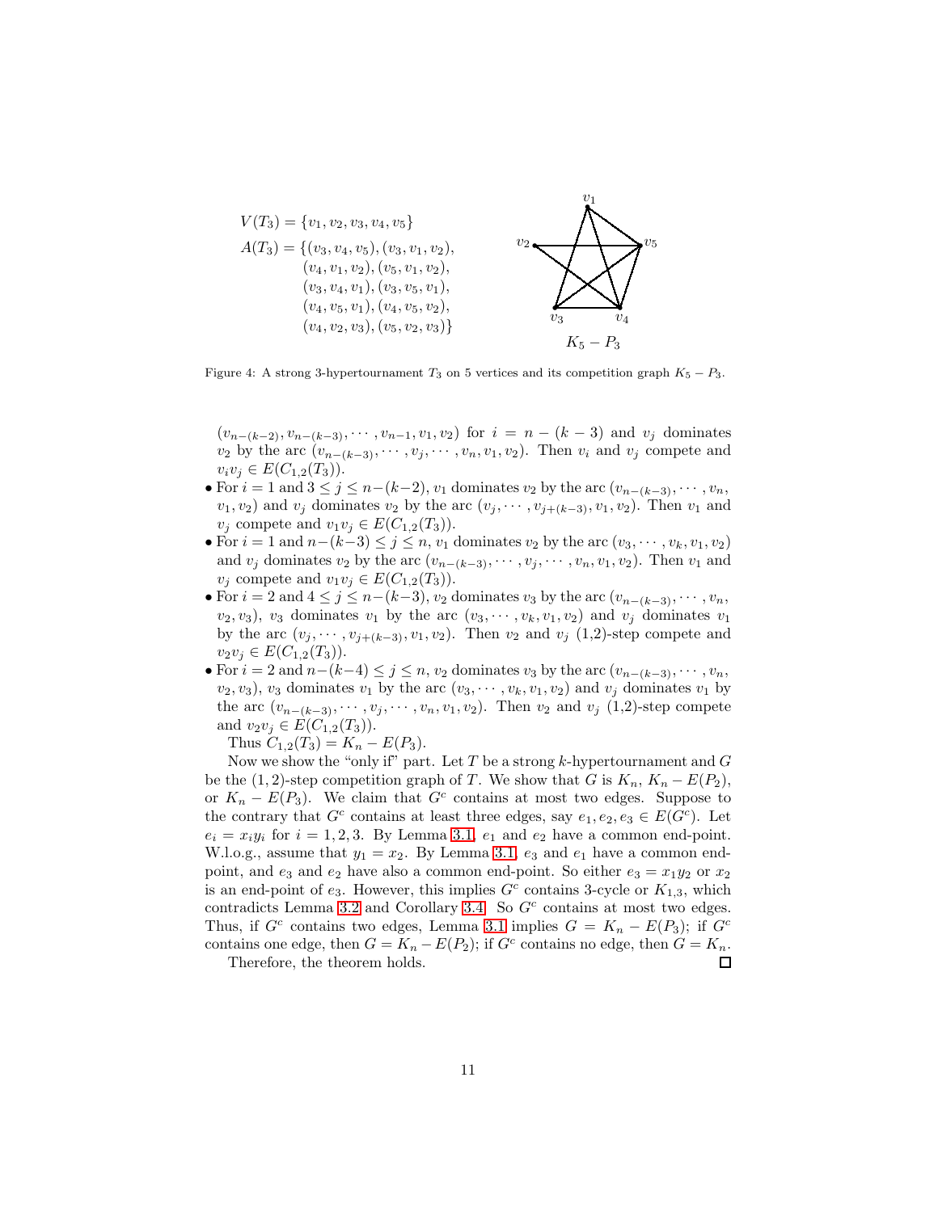$$V(T_3) = \{v_1, v_2, v_3, v_4, v_5\}$$

$$A(T_3) = \{(v_3, v_4, v_5), (v_3, v_1, v_2), (v_4, v_1, v_2), (v_5, v_1, v_2), (v_3, v_4, v_1), (v_3, v_5, v_1), (v_4, v_5, v_1), (v_4, v_5, v_2), (v_4, v_2, v_3), (v_5, v_2, v_3)\}$$

$K_5 - P_3$

Figure 4: A strong 3-hypertournament $T_3$ on 5 vertices and its competition graph $K_5 - P_3$.

$(v_{n-(k-2)}, v_{n-(k-3)}, \cdots, v_{n-1}, v_1, v_2)$ for $i = n - (k-3)$ and $v_j$ dominates $v_2$ by the arc $(v_{n-(k-3)}, \cdots, v_j, \cdots, v_n, v_1, v_2)$. Then $v_i$ and $v_j$ compete and $v_iv_j \in E(C_{1,2}(T_3))$.

- For $i = 1$ and $3 \leq j \leq n-(k-2)$, $v_1$ dominates $v_2$ by the arc $(v_{n-(k-3)}, \cdots, v_n, v_1, v_2)$ and $v_j$ dominates $v_2$ by the arc $(v_j, \cdots, v_{j+(k-3)}, v_1, v_2)$. Then $v_1$ and $v_j$ compete and $v_1v_j \in E(C_{1,2}(T_3))$.
- For $i = 1$ and $n-(k-3) \leq j \leq n$, $v_1$ dominates $v_2$ by the arc $(v_3, \cdots, v_k, v_1, v_2)$ and $v_j$ dominates $v_2$ by the arc $(v_{n-(k-3)}, \cdots, v_j, \cdots, v_n, v_1, v_2)$. Then $v_1$ and $v_j$ compete and $v_1v_j \in E(C_{1,2}(T_3))$.
- For $i = 2$ and $4 \leq j \leq n-(k-3)$, $v_2$ dominates $v_3$ by the arc $(v_{n-(k-3)}, \cdots, v_n, v_2, v_3)$, $v_3$ dominates $v_1$ by the arc $(v_3, \cdots, v_k, v_1, v_2)$ and $v_j$ dominates $v_1$ by the arc $(v_j, \cdots, v_{j+(k-3)}, v_1, v_2)$. Then $v_2$ and $v_j$ (1,2)-step compete and $v_2v_j \in E(C_{1,2}(T_3))$.
- For $i = 2$ and $n-(k-4) \leq j \leq n$, $v_2$ dominates $v_3$ by the arc $(v_{n-(k-3)}, \cdots, v_n, v_2, v_3)$, $v_3$ dominates $v_1$ by the arc $(v_3, \cdots, v_k, v_1, v_2)$ and $v_j$ dominates $v_1$ by the arc $(v_{n-(k-3)}, \cdots, v_j, \cdots, v_n, v_1, v_2)$. Then $v_2$ and $v_j$ (1,2)-step compete and $v_2v_j \in E(C_{1,2}(T_3))$.

Thus $C_{1,2}(T_3) = K_n - E(P_3)$.

Now we show the "only if" part. Let $T$ be a strong $k$-hypertournament and $G$ be the $(1,2)$-step competition graph of $T$. We show that $G$ is $K_n$, $K_n - E(P_2)$, or $K_n - E(P_3)$. We claim that $G^c$ contains at most two edges. Suppose to the contrary that $G^c$ contains at least three edges, say $e_1, e_2, e_3 \in E(G^c)$. Let $e_i = x_iy_i$ for $i = 1, 2, 3$. By Lemma 3.1, $e_1$ and $e_2$ have a common end-point. W.l.o.g., assume that $y_1 = x_2$. By Lemma 3.1, $e_3$ and $e_1$ have a common end-point, and $e_3$ and $e_2$ have also a common end-point. So either $e_3 = x_1y_2$ or $x_2$ is an end-point of $e_3$. However, this implies $G^c$ contains 3-cycle or $K_{1,3}$, which contradicts Lemma 3.2 and Corollary 3.4. So $G^c$ contains at most two edges. Thus, if $G^c$ contains two edges, Lemma 3.1 implies $G = K_n - E(P_3)$; if $G^c$ contains one edge, then $G = K_n - E(P_2)$; if $G^c$ contains no edge, then $G = K_n$.

Therefore, the theorem holds. □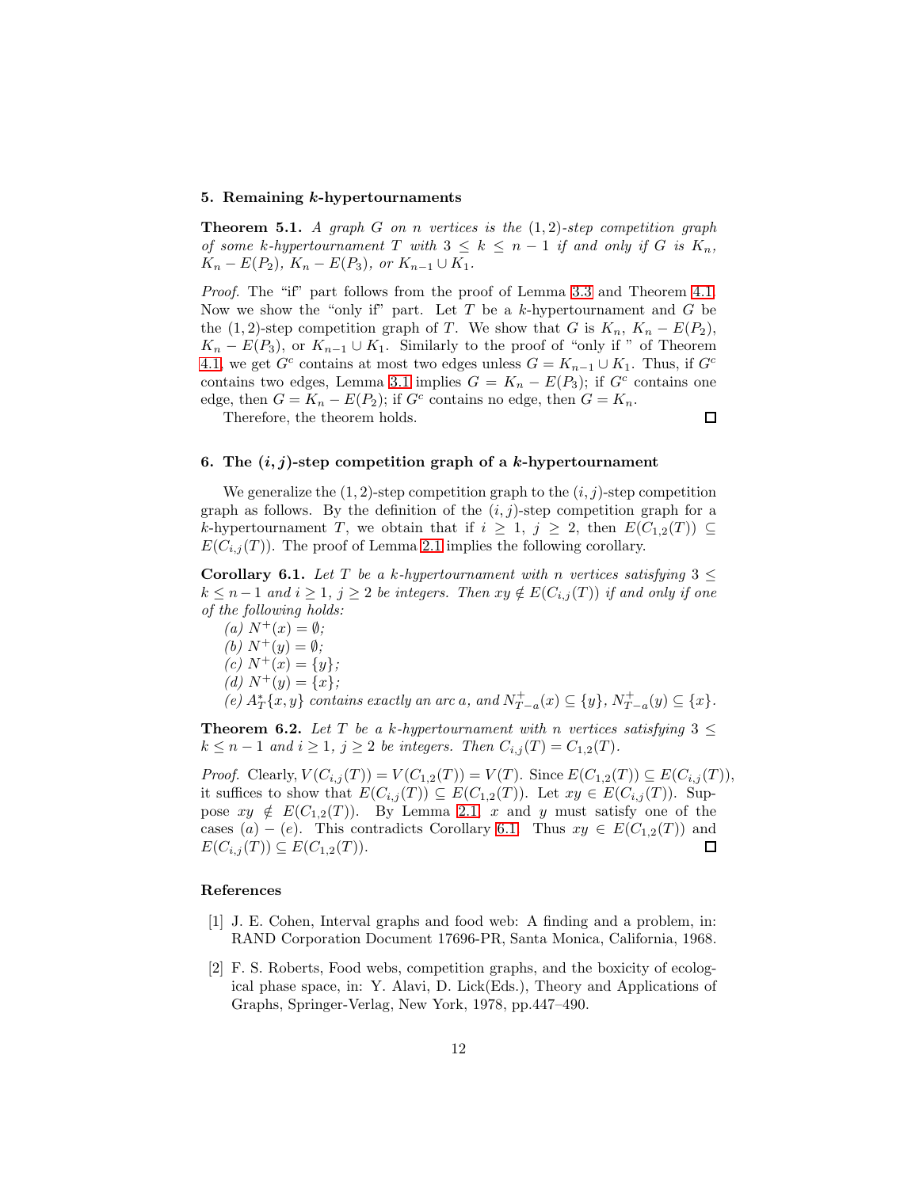## 5. Remaining $k$-hypertournaments

**Theorem 5.1.** *A graph $G$ on $n$ vertices is the $(1,2)$-step competition graph of some $k$-hypertournament $T$ with $3 \le k \le n-1$ if and only if $G$ is $K_n$, $K_n - E(P_2)$, $K_n - E(P_3)$, or $K_{n-1} \cup K_1$.*

*Proof.* The "if" part follows from the proof of Lemma 3.3 and Theorem 4.1. Now we show the "only if" part. Let $T$ be a $k$-hypertournament and $G$ be the $(1,2)$-step competition graph of $T$. We show that $G$ is $K_n$, $K_n - E(P_2)$, $K_n - E(P_3)$, or $K_{n-1} \cup K_1$. Similarly to the proof of "only if " of Theorem 4.1, we get $G^c$ contains at most two edges unless $G = K_{n-1} \cup K_1$. Thus, if $G^c$ contains two edges, Lemma 3.1 implies $G = K_n - E(P_3)$; if $G^c$ contains one edge, then $G = K_n - E(P_2)$; if $G^c$ contains no edge, then $G = K_n$.

Therefore, the theorem holds. □

## 6. The $(i,j)$-step competition graph of a $k$-hypertournament

We generalize the $(1,2)$-step competition graph to the $(i,j)$-step competition graph as follows. By the definition of the $(i,j)$-step competition graph for a $k$-hypertournament $T$, we obtain that if $i \ge 1$, $j \ge 2$, then $E(C_{1,2}(T)) \subseteq E(C_{i,j}(T))$. The proof of Lemma 2.1 implies the following corollary.

**Corollary 6.1.** *Let $T$ be a $k$-hypertournament with $n$ vertices satisfying $3 \le k \le n-1$ and $i \ge 1$, $j \ge 2$ be integers. Then $xy \notin E(C_{i,j}(T))$ if and only if one of the following holds:*

*(a) $N^+(x) = \emptyset$;*

*(b) $N^+(y) = \emptyset$;*

*(c) $N^+(x) = \{y\}$;*

*(d) $N^+(y) = \{x\}$;*

*(e) $A^*_T\{x,y\}$ contains exactly an arc $a$, and $N^+_{T-a}(x) \subseteq \{y\}$, $N^+_{T-a}(y) \subseteq \{x\}$.*

**Theorem 6.2.** *Let $T$ be a $k$-hypertournament with $n$ vertices satisfying $3 \le k \le n-1$ and $i \ge 1$, $j \ge 2$ be integers. Then $C_{i,j}(T) = C_{1,2}(T)$.*

*Proof.* Clearly, $V(C_{i,j}(T)) = V(C_{1,2}(T)) = V(T)$. Since $E(C_{1,2}(T)) \subseteq E(C_{i,j}(T))$, it suffices to show that $E(C_{i,j}(T)) \subseteq E(C_{1,2}(T))$. Let $xy \in E(C_{i,j}(T))$. Suppose $xy \notin E(C_{1,2}(T))$. By Lemma 2.1, $x$ and $y$ must satisfy one of the cases $(a) - (e)$. This contradicts Corollary 6.1. Thus $xy \in E(C_{1,2}(T))$ and $E(C_{i,j}(T)) \subseteq E(C_{1,2}(T))$. □

## References

[1] J. E. Cohen, Interval graphs and food web: A finding and a problem, in: RAND Corporation Document 17696-PR, Santa Monica, California, 1968.

[2] F. S. Roberts, Food webs, competition graphs, and the boxicity of ecological phase space, in: Y. Alavi, D. Lick(Eds.), Theory and Applications of Graphs, Springer-Verlag, New York, 1978, pp.447–490.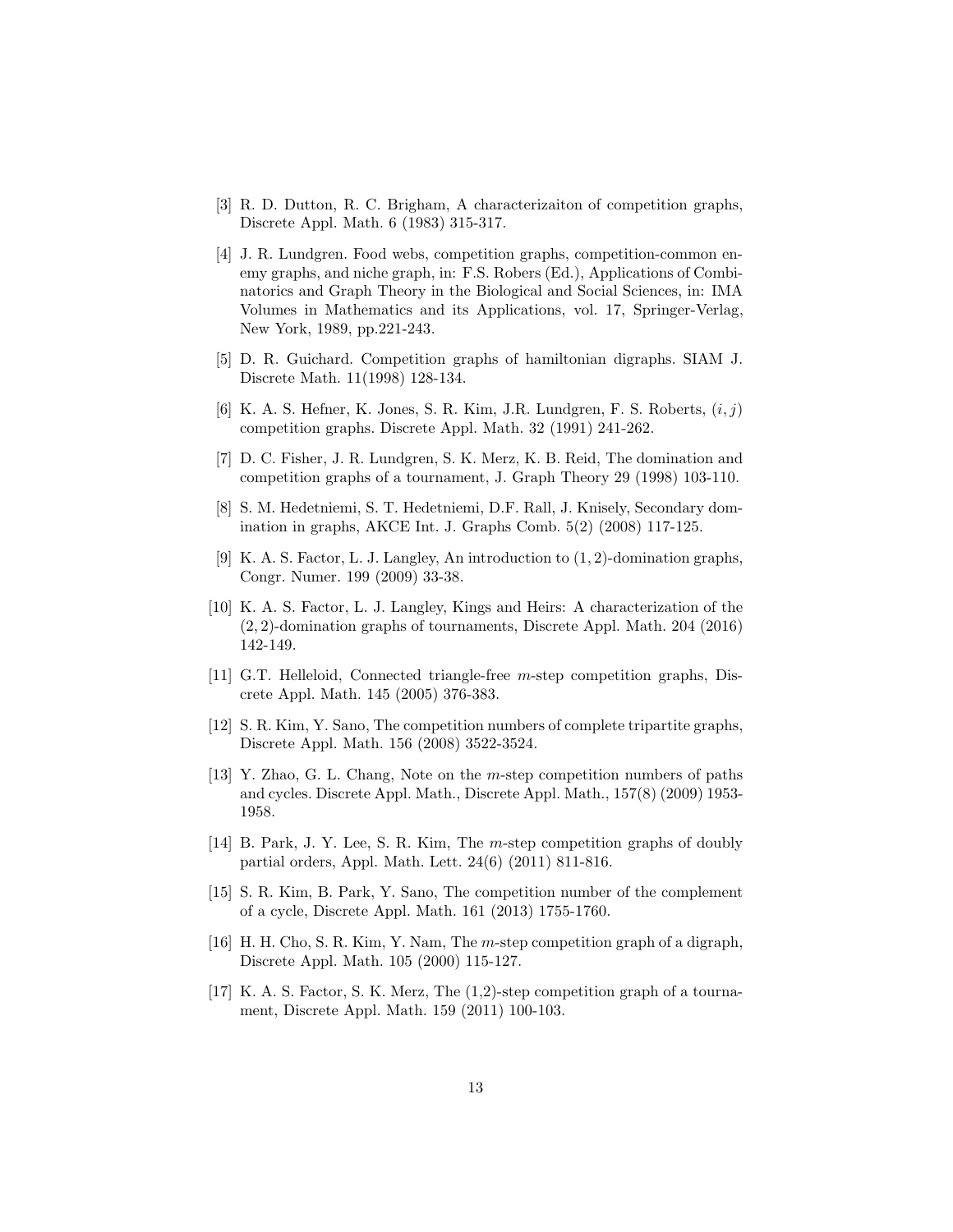[3] R. D. Dutton, R. C. Brigham, A characterizaiton of competition graphs, Discrete Appl. Math. 6 (1983) 315-317.

[4] J. R. Lundgren. Food webs, competition graphs, competition-common enemy graphs, and niche graph, in: F.S. Robers (Ed.), Applications of Combinatorics and Graph Theory in the Biological and Social Sciences, in: IMA Volumes in Mathematics and its Applications, vol. 17, Springer-Verlag, New York, 1989, pp.221-243.

[5] D. R. Guichard. Competition graphs of hamiltonian digraphs. SIAM J. Discrete Math. 11(1998) 128-134.

[6] K. A. S. Hefner, K. Jones, S. R. Kim, J.R. Lundgren, F. S. Roberts, $(i, j)$ competition graphs. Discrete Appl. Math. 32 (1991) 241-262.

[7] D. C. Fisher, J. R. Lundgren, S. K. Merz, K. B. Reid, The domination and competition graphs of a tournament, J. Graph Theory 29 (1998) 103-110.

[8] S. M. Hedetniemi, S. T. Hedetniemi, D.F. Rall, J. Knisely, Secondary domination in graphs, AKCE Int. J. Graphs Comb. 5(2) (2008) 117-125.

[9] K. A. S. Factor, L. J. Langley, An introduction to $(1, 2)$-domination graphs, Congr. Numer. 199 (2009) 33-38.

[10] K. A. S. Factor, L. J. Langley, Kings and Heirs: A characterization of the $(2, 2)$-domination graphs of tournaments, Discrete Appl. Math. 204 (2016) 142-149.

[11] G.T. Helleloid, Connected triangle-free $m$-step competition graphs, Discrete Appl. Math. 145 (2005) 376-383.

[12] S. R. Kim, Y. Sano, The competition numbers of complete tripartite graphs, Discrete Appl. Math. 156 (2008) 3522-3524.

[13] Y. Zhao, G. L. Chang, Note on the $m$-step competition numbers of paths and cycles. Discrete Appl. Math., Discrete Appl. Math., 157(8) (2009) 1953-1958.

[14] B. Park, J. Y. Lee, S. R. Kim, The $m$-step competition graphs of doubly partial orders, Appl. Math. Lett. 24(6) (2011) 811-816.

[15] S. R. Kim, B. Park, Y. Sano, The competition number of the complement of a cycle, Discrete Appl. Math. 161 (2013) 1755-1760.

[16] H. H. Cho, S. R. Kim, Y. Nam, The $m$-step competition graph of a digraph, Discrete Appl. Math. 105 (2000) 115-127.

[17] K. A. S. Factor, S. K. Merz, The (1,2)-step competition graph of a tournament, Discrete Appl. Math. 159 (2011) 100-103.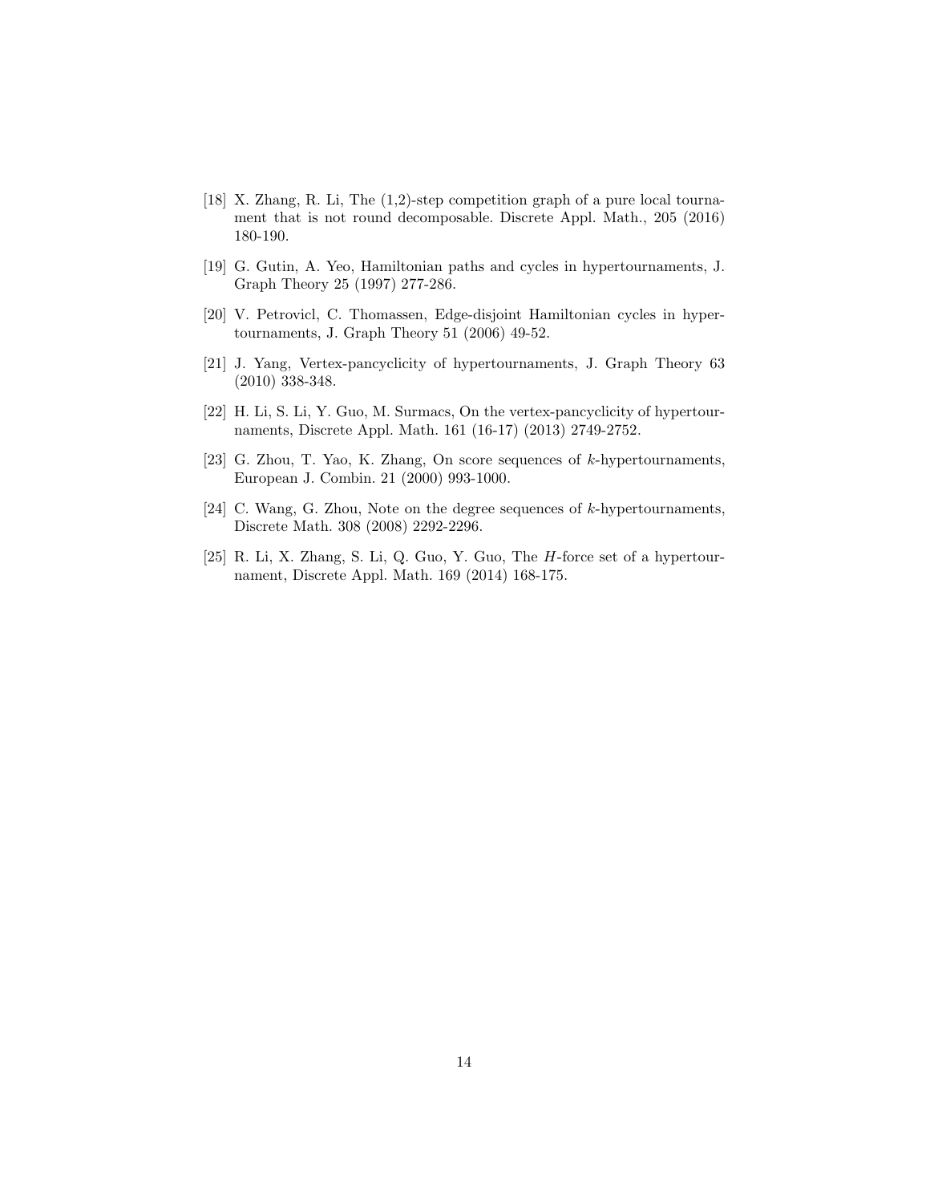[18] X. Zhang, R. Li, The (1,2)-step competition graph of a pure local tournament that is not round decomposable. Discrete Appl. Math., 205 (2016) 180-190.

[19] G. Gutin, A. Yeo, Hamiltonian paths and cycles in hypertournaments, J. Graph Theory 25 (1997) 277-286.

[20] V. Petrovicl, C. Thomassen, Edge-disjoint Hamiltonian cycles in hypertournaments, J. Graph Theory 51 (2006) 49-52.

[21] J. Yang, Vertex-pancyclicity of hypertournaments, J. Graph Theory 63 (2010) 338-348.

[22] H. Li, S. Li, Y. Guo, M. Surmacs, On the vertex-pancyclicity of hypertournaments, Discrete Appl. Math. 161 (16-17) (2013) 2749-2752.

[23] G. Zhou, T. Yao, K. Zhang, On score sequences of $k$-hypertournaments, European J. Combin. 21 (2000) 993-1000.

[24] C. Wang, G. Zhou, Note on the degree sequences of $k$-hypertournaments, Discrete Math. 308 (2008) 2292-2296.

[25] R. Li, X. Zhang, S. Li, Q. Guo, Y. Guo, The $H$-force set of a hypertournament, Discrete Appl. Math. 169 (2014) 168-175.